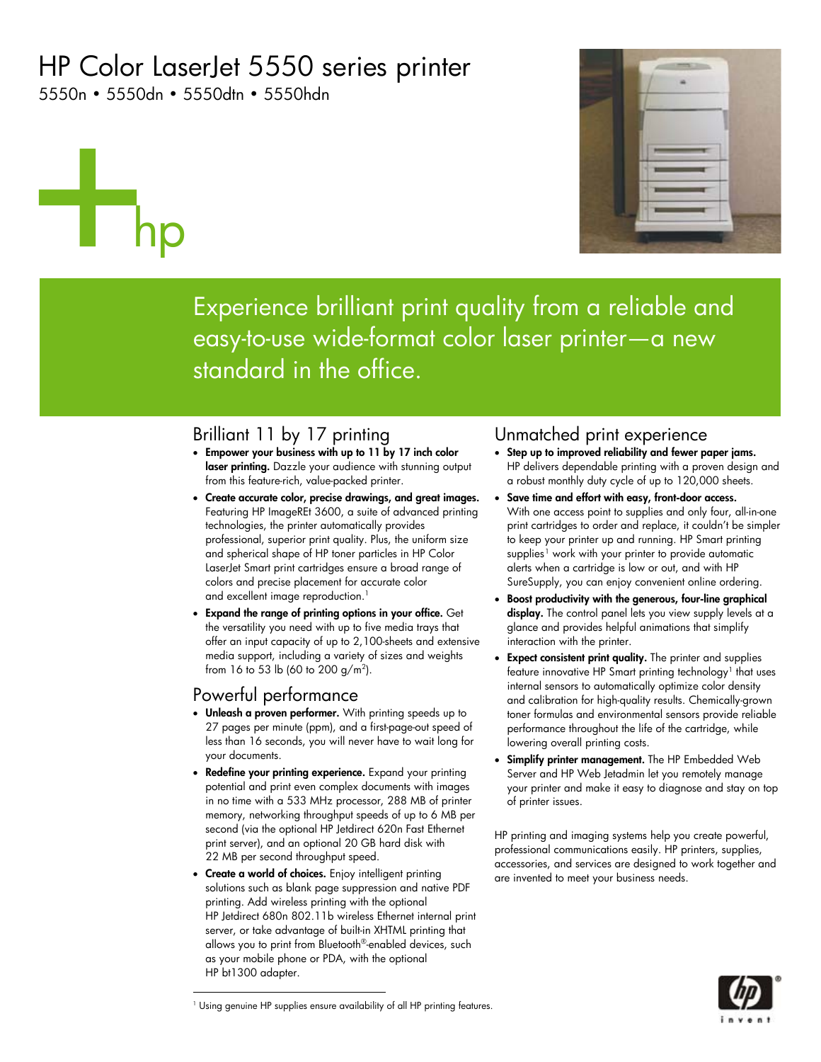# HP Color LaserJet 5550 series printer

5550n • 5550dn • 5550dtn • 5550hdn

Experience brilliant print quality from a reliable and easy-to-use wide-format color laser printer—a new standard in the office.

## Brilliant 11 by 17 printing

- **Empower your business with up to 11 by 17 inch color laser printing.** Dazzle your audience with stunning output from this feature-rich, value-packed printer.
- **Create accurate color, precise drawings, and great images.** Featuring HP ImageREt 3600, a suite of advanced printing technologies, the printer automatically provides professional, superior print quality. Plus, the uniform size and spherical shape of HP toner particles in HP Color LaserJet Smart print cartridges ensure a broad range of colors and precise placement for accurate color and excellent image reproduction.[1]
- **Expand the range of printing options in your office.** Get the versatility you need with up to five media trays that offer an input capacity of up to 2,100-sheets and extensive media support, including a variety of sizes and weights from 16 to 53 lb (60 to 200 g/m²).

## Powerful performance

- **Unleash a proven performer.** With printing speeds up to 27 pages per minute (ppm), and a first-page-out speed of less than 16 seconds, you will never have to wait long for your documents.
- **Redefine your printing experience.** Expand your printing potential and print even complex documents with images in no time with a 533 MHz processor, 288 MB of printer memory, networking throughput speeds of up to 6 MB per second (via the optional HP Jetdirect 620n Fast Ethernet print server), and an optional 20 GB hard disk with 22 MB per second throughput speed.
- **Create a world of choices.** Enjoy intelligent printing solutions such as blank page suppression and native PDF printing. Add wireless printing with the optional HP Jetdirect 680n 802.11b wireless Ethernet internal print server, or take advantage of built-in XHTML printing that allows you to print from Bluetooth®-enabled devices, such as your mobile phone or PDA, with the optional HP bt1300 adapter.

## Unmatched print experience

- **Step up to improved reliability and fewer paper jams.** HP delivers dependable printing with a proven design and a robust monthly duty cycle of up to 120,000 sheets.
- **Save time and effort with easy, front-door access.** With one access point to supplies and only four, all-in-one print cartridges to order and replace, it couldn't be simpler to keep your printer up and running. HP Smart printing supplies[1] work with your printer to provide automatic alerts when a cartridge is low or out, and with HP SureSupply, you can enjoy convenient online ordering.
- **Boost productivity with the generous, four-line graphical display.** The control panel lets you view supply levels at a glance and provides helpful animations that simplify interaction with the printer.
- **Expect consistent print quality.** The printer and supplies feature innovative HP Smart printing technology[1] that uses internal sensors to automatically optimize color density and calibration for high-quality results. Chemically-grown toner formulas and environmental sensors provide reliable performance throughout the life of the cartridge, while lowering overall printing costs.
- **Simplify printer management.** The HP Embedded Web Server and HP Web Jetadmin let you remotely manage your printer and make it easy to diagnose and stay on top of printer issues.

HP printing and imaging systems help you create powerful, professional communications easily. HP printers, supplies, accessories, and services are designed to work together and are invented to meet your business needs.

[1] Using genuine HP supplies ensure availability of all HP printing features.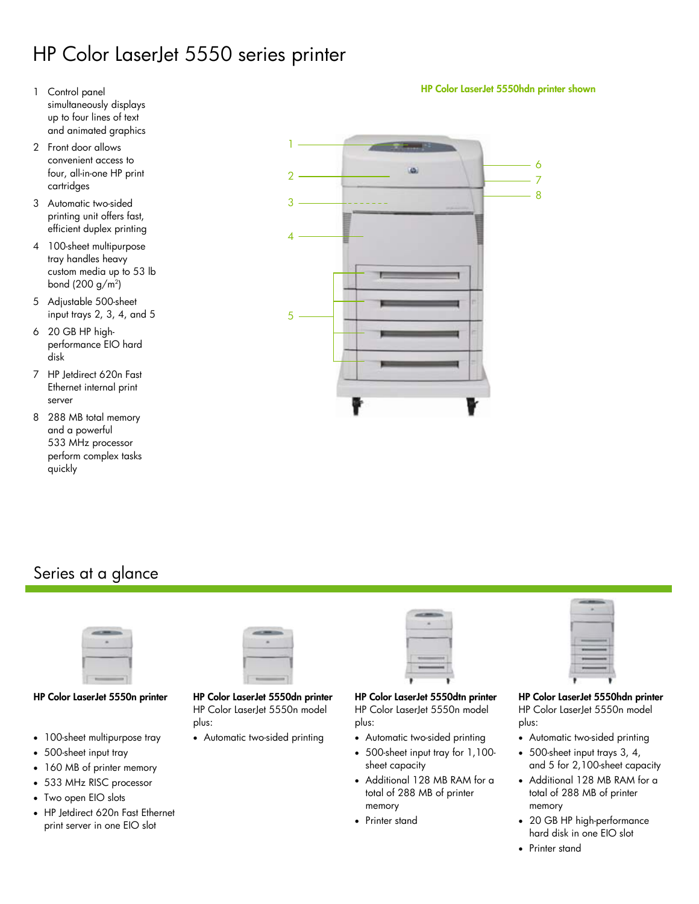# HP Color LaserJet 5550 series printer

1. Control panel simultaneously displays up to four lines of text and animated graphics
2. Front door allows convenient access to four, all-in-one HP print cartridges
3. Automatic two-sided printing unit offers fast, efficient duplex printing
4. 100-sheet multipurpose tray handles heavy custom media up to 53 lb bond (200 g/m$^2$)
5. Adjustable 500-sheet input trays 2, 3, 4, and 5
6. 20 GB HP high-performance EIO hard disk
7. HP Jetdirect 620n Fast Ethernet internal print server
8. 288 MB total memory and a powerful 533 MHz processor perform complex tasks quickly

**HP Color LaserJet 5550hdn printer shown**

## Series at a glance

**HP Color LaserJet 5550n printer**

- 100-sheet multipurpose tray
- 500-sheet input tray
- 160 MB of printer memory
- 533 MHz RISC processor
- Two open EIO slots
- HP Jetdirect 620n Fast Ethernet print server in one EIO slot

**HP Color LaserJet 5550dn printer**

HP Color LaserJet 5550n model plus:

- Automatic two-sided printing

**HP Color LaserJet 5550dtn printer**

HP Color LaserJet 5550n model plus:

- Automatic two-sided printing
- 500-sheet input tray for 1,100-sheet capacity
- Additional 128 MB RAM for a total of 288 MB of printer memory
- Printer stand

**HP Color LaserJet 5550hdn printer**

HP Color LaserJet 5550n model plus:

- Automatic two-sided printing
- 500-sheet input trays 3, 4, and 5 for 2,100-sheet capacity
- Additional 128 MB RAM for a total of 288 MB of printer memory
- 20 GB HP high-performance hard disk in one EIO slot
- Printer stand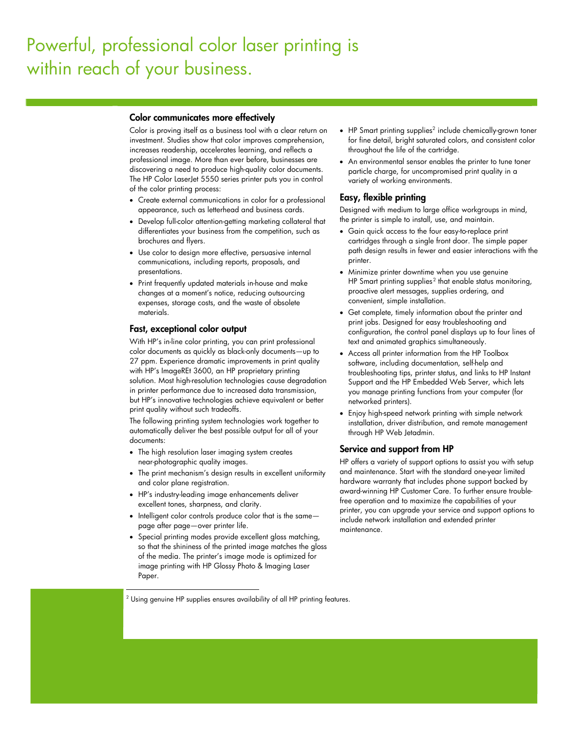# Powerful, professional color laser printing is within reach of your business.

## Color communicates more effectively

Color is proving itself as a business tool with a clear return on investment. Studies show that color improves comprehension, increases readership, accelerates learning, and reflects a professional image. More than ever before, businesses are discovering a need to produce high-quality color documents. The HP Color LaserJet 5550 series printer puts you in control of the color printing process:

- Create external communications in color for a professional appearance, such as letterhead and business cards.
- Develop full-color attention-getting marketing collateral that differentiates your business from the competition, such as brochures and flyers.
- Use color to design more effective, persuasive internal communications, including reports, proposals, and presentations.
- Print frequently updated materials in-house and make changes at a moment's notice, reducing outsourcing expenses, storage costs, and the waste of obsolete materials.

## Fast, exceptional color output

With HP's in-line color printing, you can print professional color documents as quickly as black-only documents—up to 27 ppm. Experience dramatic improvements in print quality with HP's ImageREt 3600, an HP proprietary printing solution. Most high-resolution technologies cause degradation in printer performance due to increased data transmission, but HP's innovative technologies achieve equivalent or better print quality without such tradeoffs.

The following printing system technologies work together to automatically deliver the best possible output for all of your documents:

- The high resolution laser imaging system creates near-photographic quality images.
- The print mechanism's design results in excellent uniformity and color plane registration.
- HP's industry-leading image enhancements deliver excellent tones, sharpness, and clarity.
- Intelligent color controls produce color that is the same—page after page—over printer life.
- Special printing modes provide excellent gloss matching, so that the shininess of the printed image matches the gloss of the media. The printer's image mode is optimized for image printing with HP Glossy Photo & Imaging Laser Paper.
- HP Smart printing supplies[2] include chemically-grown toner for fine detail, bright saturated colors, and consistent color throughout the life of the cartridge.
- An environmental sensor enables the printer to tune toner particle charge, for uncompromised print quality in a variety of working environments.

## Easy, flexible printing

Designed with medium to large office workgroups in mind, the printer is simple to install, use, and maintain.

- Gain quick access to the four easy-to-replace print cartridges through a single front door. The simple paper path design results in fewer and easier interactions with the printer.
- Minimize printer downtime when you use genuine HP Smart printing supplies[2] that enable status monitoring, proactive alert messages, supplies ordering, and convenient, simple installation.
- Get complete, timely information about the printer and print jobs. Designed for easy troubleshooting and configuration, the control panel displays up to four lines of text and animated graphics simultaneously.
- Access all printer information from the HP Toolbox software, including documentation, self-help and troubleshooting tips, printer status, and links to HP Instant Support and the HP Embedded Web Server, which lets you manage printing functions from your computer (for networked printers).
- Enjoy high-speed network printing with simple network installation, driver distribution, and remote management through HP Web Jetadmin.

## Service and support from HP

HP offers a variety of support options to assist you with setup and maintenance. Start with the standard one-year limited hardware warranty that includes phone support backed by award-winning HP Customer Care. To further ensure trouble-free operation and to maximize the capabilities of your printer, you can upgrade your service and support options to include network installation and extended printer maintenance.

---

[2] Using genuine HP supplies ensures availability of all HP printing features.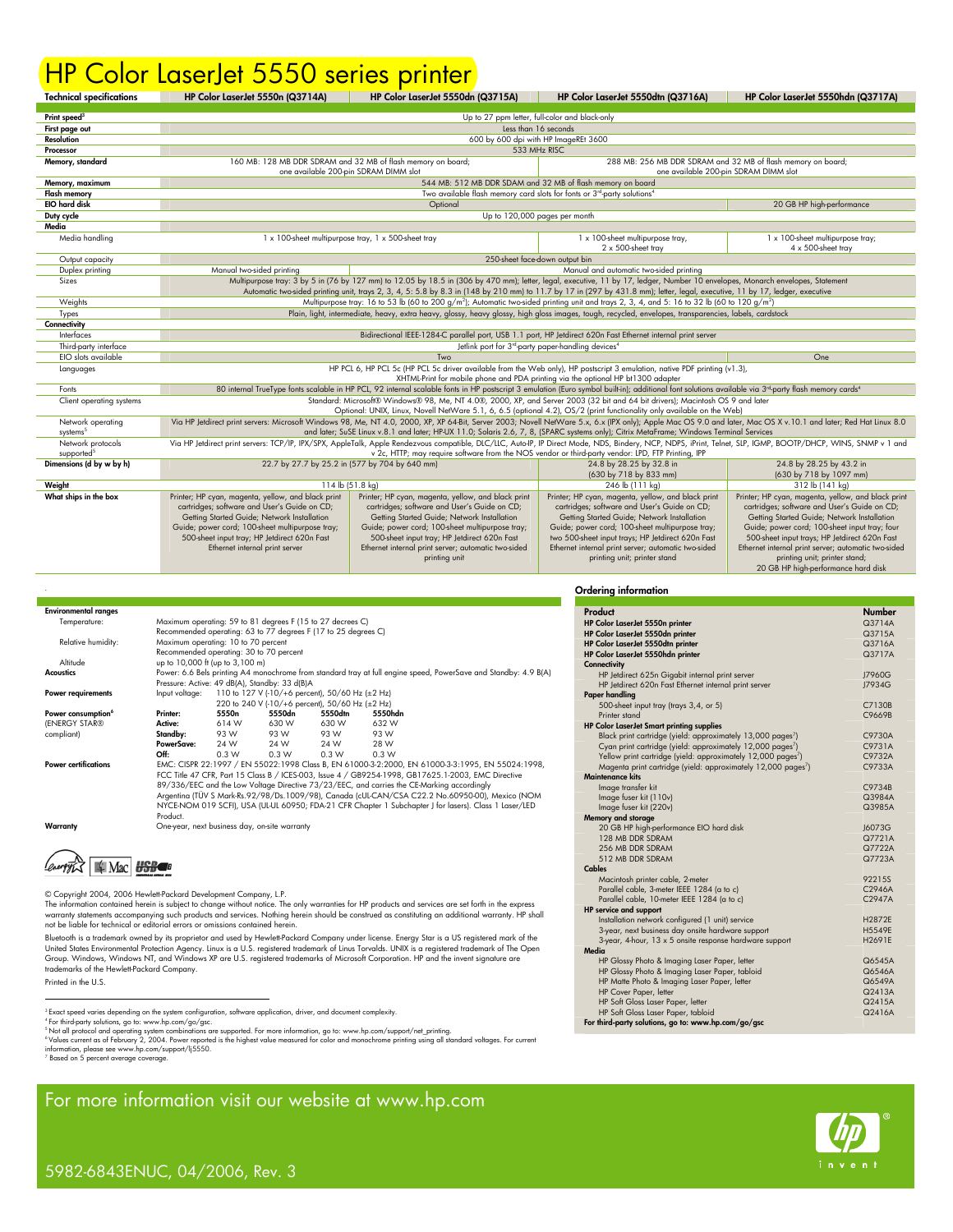# HP Color LaserJet 5550 series printer

| Technical specifications | HP Color LaserJet 5550n (Q3714A) | HP Color LaserJet 5550dn (Q3715A) | HP Color LaserJet 5550dtn (Q3716A) | HP Color LaserJet 5550hdn (Q3717A) |
|---|---|---|---|---|
| **Print speed**[3] | Up to 27 ppm letter, full-color and black-only | | | |
| **First page out** | Less than 16 seconds | | | |
| **Resolution** | 600 by 600 dpi with HP ImageREt 3600 | | | |
| **Processor** | 533 MHz RISC | | | |
| **Memory, standard** | 160 MB: 128 MB DDR SDRAM and 32 MB of flash memory on board; one available 200-pin SDRAM DIMM slot | | 288 MB: 256 MB DDR SDRAM and 32 MB of flash memory on board; one available 200-pin SDRAM DIMM slot | |
| **Memory, maximum** | 544 MB: 512 MB DDR SDAM and 32 MB of flash memory on board | | | |
| **Flash memory** | Two available flash memory card slots for fonts or 3rd-party solutions[4] | | | |
| **EIO hard disk** | Optional | | | 20 GB HP high-performance |
| **Duty cycle** | Up to 120,000 pages per month | | | |
| **Media** | | | | |
| Media handling | 1 x 100-sheet multipurpose tray, 1 x 500-sheet tray | | 1 x 100-sheet multipurpose tray, 2 x 500-sheet tray | 1 x 100-sheet multipurpose tray; 4 x 500-sheet tray |
| Output capacity | 250-sheet face-down output bin | | | |
| Duplex printing | Manual two-sided printing | Manual and automatic two-sided printing | | |
| Sizes | Multipurpose tray: 3 by 5 in (76 by 127 mm) to 12.05 by 18.5 in (306 by 470 mm); letter, legal, executive, 11 by 17, ledger, Number 10 envelopes, Monarch envelopes, Statement Automatic two-sided printing unit, trays 2, 3, 4, 5: 5.8 by 8.3 in (148 by 210 mm) to 11.7 by 17 in (297 by 431.8 mm); letter, legal, executive, 11 by 17, ledger, executive | | | |
| Weights | Multipurpose tray: 16 to 53 lb (60 to 200 g/m²); Automatic two-sided printing unit and trays 2, 3, 4, and 5: 16 to 32 lb (60 to 120 g/m²) | | | |
| Types | Plain, light, intermediate, heavy, extra heavy, glossy, heavy glossy, high gloss images, tough, recycled, envelopes, transparencies, labels, cardstock | | | |
| **Connectivity** | | | | |
| Interfaces | Bidirectional IEEE-1284-C parallel port, USB 1.1 port, HP Jetdirect 620n Fast Ethernet internal print server | | | |
| Third-party interface | Jetlink port for 3rd-party paper-handling devices[4] | | | |
| EIO slots available | Two | | | One |
| Languages | HP PCL 6, HP PCL 5c (HP PCL 5c driver available from the Web only), HP postscript 3 emulation, native PDF printing (v1.3), XHTML-Print for mobile phone and PDA printing via the optional HP bt1300 adapter | | | |
| Fonts | 80 internal TrueType fonts scalable in HP PCL, 92 internal scalable fonts in HP postscript 3 emulation (Euro symbol built-in); additional font solutions available via 3rd-party flash memory cards[4] | | | |
| Client operating systems | Standard: Microsoft® Windows® 98, Me, NT 4.0®, 2000, XP, and Server 2003 (32 bit and 64 bit drivers); Macintosh OS 9 and later Optional: UNIX, Linux, Novell NetWare 5.1, 6, 6.5 (optional 4.2), OS/2 (print functionality only available on the Web) | | | |
| Network operating systems[5] | Via HP Jetdirect print servers: Microsoft Windows 98, Me, NT 4.0, 2000, XP, XP 64-Bit, Server 2003; Novell NetWare 5.x, 6.x (IPX only); Apple Mac OS 9.0 and later, Mac OS X v.10.1 and later; Red Hat Linux 8.0 and later; SuSE Linux v.8.1 and later; HP-UX 11.0; Solaris 2.6, 7, 8, (SPARC systems only); Citrix MetaFrame; Windows Terminal Services | | | |
| Network protocols supported[5] | Via HP Jetdirect print servers: TCP/IP, IPX/SPX, AppleTalk, Apple Rendezvous compatible, DLC/LLC, Auto-IP, IP Direct Mode, NDS, Bindery, NCP, NDPS, iPrint, Telnet, SLP, IGMP, BOOTP/DHCP, WINS, SNMP v 1 and v 2c, HTTP; may require software from the NOS vendor or third-party vendor: LPD, FTP Printing, IPP | | | |
| **Dimensions (d by w by h)** | 22.7 by 27.7 by 25.2 in (577 by 704 by 640 mm) | | 24.8 by 28.25 by 32.8 in (630 by 718 by 833 mm) | 24.8 by 28.25 by 43.2 in (630 by 718 by 1097 mm) |
| **Weight** | 114 lb (51.8 kg) | | 246 lb (111 kg) | 312 lb (141 kg) |
| **What ships in the box** | Printer; HP cyan, magenta, yellow, and black print cartridges; software and User's Guide on CD; Getting Started Guide; Network Installation Guide; power cord; 100-sheet multipurpose tray; 500-sheet input tray; HP Jetdirect 620n Fast Ethernet internal print server | Printer; HP cyan, magenta, yellow, and black print cartridges; software and User's Guide on CD; Getting Started Guide; Network Installation Guide; power cord; 100-sheet multipurpose tray; 500-sheet input tray; HP Jetdirect 620n Fast Ethernet internal print server; automatic two-sided printing unit | Printer; HP cyan, magenta, yellow, and black print cartridges; software and User's Guide on CD; Getting Started Guide; Network Installation Guide; power cord; 100-sheet multipurpose tray; two 500-sheet input trays; HP Jetdirect 620n Fast Ethernet internal print server; automatic two-sided printing unit; printer stand | Printer; HP cyan, magenta, yellow, and black print cartridges; software and User's Guide on CD; Getting Started Guide; Network Installation Guide; power cord; 100-sheet input tray; four 500-sheet input trays; HP Jetdirect 620n Fast Ethernet internal print server; automatic two-sided printing unit; printer stand; 20 GB HP high-performance hard disk |

| | | | | | |
|---|---|---|---|---|---|
| **Environmental ranges** | | | | | |
| Temperature: | Maximum operating: 59 to 81 degrees F (15 to 27 decrees C) Recommended operating: 63 to 77 degrees F (17 to 25 degrees C) | | | | |
| Relative humidity: | Maximum operating: 10 to 70 percent Recommended operating: 30 to 70 percent | | | | |
| Altitude | up to 10,000 ft (up to 3,100 m) | | | | |
| **Acoustics** | Power: 6.6 Bels printing A4 monochrome from standard tray at full engine speed, PowerSave and Standby: 4.9 B(A) Pressure: Active: 49 dB(A), Standby: 33 d(B)A | | | | |
| **Power requirements** | Input voltage: 110 to 127 V (-10/+6 percent), 50/60 Hz (±2 Hz) 220 to 240 V (-10/+6 percent), 50/60 Hz (±2 Hz) | | | | |
| **Power consumption**[6] (ENERGY STAR® compliant) | **Printer:** | 5550n | 5550dn | 5550dtn | 5550hdn |
| | **Active:** | 614 W | 630 W | 630 W | 632 W |
| | **Standby:** | 93 W | 93 W | 93 W | 93 W |
| | **PowerSave:** | 24 W | 24 W | 24 W | 28 W |
| | **Off:** | 0.3 W | 0.3 W | 0.3 W | 0.3 W |
| **Power certifications** | EMC: CISPR 22:1997 / EN 55022:1998 Class B, EN 61000-3-2:2000, EN 61000-3-3:1995, EN 55024:1998, FCC Title 47 CFR, Part 15 Class B / ICES-003, Issue 4 / GB9254-1998, GB17625.1-2003, EMC Directive 89/336/EEC and the Low Voltage Directive 73/23/EEC, and carries the CE-Marking accordingly Argentina (TÜV S Mark-Rs.92/98/Ds.1009/98), Canada (cUL-CAN/CSA C22.2 No.60950-00), Mexico (NOM NYCE-NOM 019 SCFI), USA (UL-UL 60950; FDA-21 CFR Chapter 1 Subchapter J for lasers). Class 1 Laser/LED Product. | | | | |
| **Warranty** | One-year, next business day, on-site warranty | | | | |

© Copyright 2004, 2006 Hewlett-Packard Development Company, L.P.
The information contained herein is subject to change without notice. The only warranties for HP products and services are set forth in the express warranty statements accompanying such products and services. Nothing herein should be construed as constituting an additional warranty. HP shall not be liable for technical or editorial errors or omissions contained herein.

Bluetooth is a trademark owned by its proprietor and used by Hewlett-Packard Company under license. Energy Star is a US registered mark of the United States Environmental Protection Agency. Linux is a U.S. registered trademark of Linus Torvalds. UNIX is a registered trademark of The Open Group. Windows, Windows NT, and Windows XP are U.S. registered trademarks of Microsoft Corporation. HP and the invent signature are trademarks of the Hewlett-Packard Company.

Printed in the U.S.

[3] Exact speed varies depending on the system configuration, software application, driver, and document complexity.
[4] For third-party solutions, go to: www.hp.com/go/gsc.
[5] Not all protocol and operating system combinations are supported. For more information, go to: www.hp.com/support/net_printing.
[6] Values current as of February 2, 2004. Power reported is the highest value measured for color and monochrome printing using all standard voltages. For current information, please see www.hp.com/support/lj5550.
[7] Based on 5 percent average coverage.

## Ordering information

| Product | Number |
|---|---|
| **HP Color LaserJet 5550n printer** | Q3714A |
| **HP Color LaserJet 5550dn printer** | Q3715A |
| **HP Color LaserJet 5550dtn printer** | Q3716A |
| **HP Color LaserJet 5550hdn printer** | Q3717A |
| **Connectivity** | |
| HP Jetdirect 625n Gigabit internal print server | J7960G |
| HP Jetdirect 620n Fast Ethernet internal print server | J7934G |
| **Paper handling** | |
| 500-sheet input tray (trays 3,4, or 5) | C7130B |
| Printer stand | C9669B |
| **HP Color LaserJet Smart printing supplies** | |
| Black print cartridge (yield: approximately 13,000 pages[7]) | C9730A |
| Cyan print cartridge (yield: approximately 12,000 pages[7]) | C9731A |
| Yellow print cartridge (yield: approximately 12,000 pages[7]) | C9732A |
| Magenta print cartridge (yield: approximately 12,000 pages[7]) | C9733A |
| **Maintenance kits** | |
| Image transfer kit | C9734B |
| Image fuser kit (110v) | Q3984A |
| Image fuser kit (220v) | Q3985A |
| **Memory and storage** | |
| 20 GB HP high-performance EIO hard disk | J6073G |
| 128 MB DDR SDRAM | Q7721A |
| 256 MB DDR SDRAM | Q7722A |
| 512 MB DDR SDRAM | Q7723A |
| **Cables** | |
| Macintosh printer cable, 2-meter | 92215S |
| Parallel cable, 3-meter IEEE 1284 (a to c) | C2946A |
| Parallel cable, 10-meter IEEE 1284 (a to c) | C2947A |
| **HP service and support** | |
| Installation network configured (1 unit) service | H2872E |
| 3-year, next business day onsite hardware support | H5549E |
| 3-year, 4-hour, 13 x 5 onsite response hardware support | H2691E |
| **Media** | |
| HP Glossy Photo & Imaging Laser Paper, letter | Q6545A |
| HP Glossy Photo & Imaging Laser Paper, tabloid | Q6546A |
| HP Matte Photo & Imaging Laser Paper, letter | Q6549A |
| HP Cover Paper, letter | Q2413A |
| HP Soft Gloss Laser Paper, letter | Q2415A |
| HP Soft Gloss Laser Paper, tabloid | Q2416A |
| **For third-party solutions, go to: www.hp.com/go/gsc** | |

For more information visit our website at www.hp.com

5982-6843ENUC, 04/2006, Rev. 3